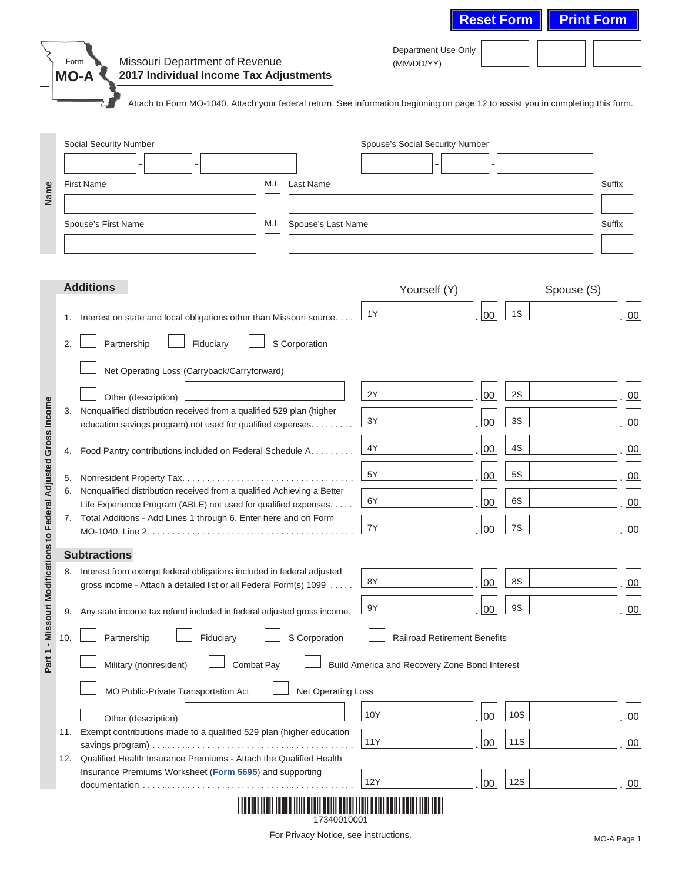Reset Form | Print Form

Form **MO-A**

Missouri Department of Revenue
**2017 Individual Income Tax Adjustments**

Department Use Only (MM/DD/YY)

Attach to Form MO-1040. Attach your federal return. See information beginning on page 12 to assist you in completing this form.

## Name

Social Security Number ___-___-___ Spouse's Social Security Number ___-___-___

| First Name | M.I. | Last Name | Suffix |
|---|---|---|---|
| | | | |

| Spouse's First Name | M.I. | Spouse's Last Name | Suffix |
|---|---|---|---|
| | | | |

## Part 1 - Missouri Modifications to Federal Adjusted Gross Income

### Additions

| | Yourself (Y) | Spouse (S) |
|---|---|---|
| 1. Interest on state and local obligations other than Missouri source. . . . | 1Y .00 | 1S .00 |
| 2. ☐ Partnership ☐ Fiduciary ☐ S Corporation ☐ Net Operating Loss (Carryback/Carryforward) ☐ Other (description) ______ | 2Y .00 | 2S .00 |
| 3. Nonqualified distribution received from a qualified 529 plan (higher education savings program) not used for qualified expenses. . . . . . . . | 3Y .00 | 3S .00 |
| 4. Food Pantry contributions included on Federal Schedule A. . . . . . . . | 4Y .00 | 4S .00 |
| 5. Nonresident Property Tax. . . . . . . . . . . . . . . . . . . . . . . . . . . . . . . . . . | 5Y .00 | 5S .00 |
| 6. Nonqualified distribution received from a qualified Achieving a Better Life Experience Program (ABLE) not used for qualified expenses. . . . | 6Y .00 | 6S .00 |
| 7. Total Additions - Add Lines 1 through 6. Enter here and on Form MO-1040, Line 2. . . . . . . . . . . . . . . . . . . . . . . . . . . . . . . . . . . . . . . | 7Y .00 | 7S .00 |

### Subtractions

| | Yourself (Y) | Spouse (S) |
|---|---|---|
| 8. Interest from exempt federal obligations included in federal adjusted gross income - Attach a detailed list or all Federal Form(s) 1099 . . . . . | 8Y .00 | 8S .00 |
| 9. Any state income tax refund included in federal adjusted gross income. | 9Y .00 | 9S .00 |
| 10. ☐ Partnership ☐ Fiduciary ☐ S Corporation ☐ Railroad Retirement Benefits ☐ Military (nonresident) ☐ Combat Pay ☐ Build America and Recovery Zone Bond Interest ☐ MO Public-Private Transportation Act ☐ Net Operating Loss ☐ Other (description) ______ | 10Y .00 | 10S .00 |
| 11. Exempt contributions made to a qualified 529 plan (higher education savings program) . . . . . . . . . . . . . . . . . . . . . . . . . . . . . . . . . . . . . . . | 11Y .00 | 11S .00 |
| 12. Qualified Health Insurance Premiums - Attach the Qualified Health Insurance Premiums Worksheet (Form 5695) and supporting documentation . . . . . . . . . . . . . . . . . . . . . . . . . . . . . . . . . . . . . . . . . | 12Y .00 | 12S .00 |

17340010001

For Privacy Notice, see instructions.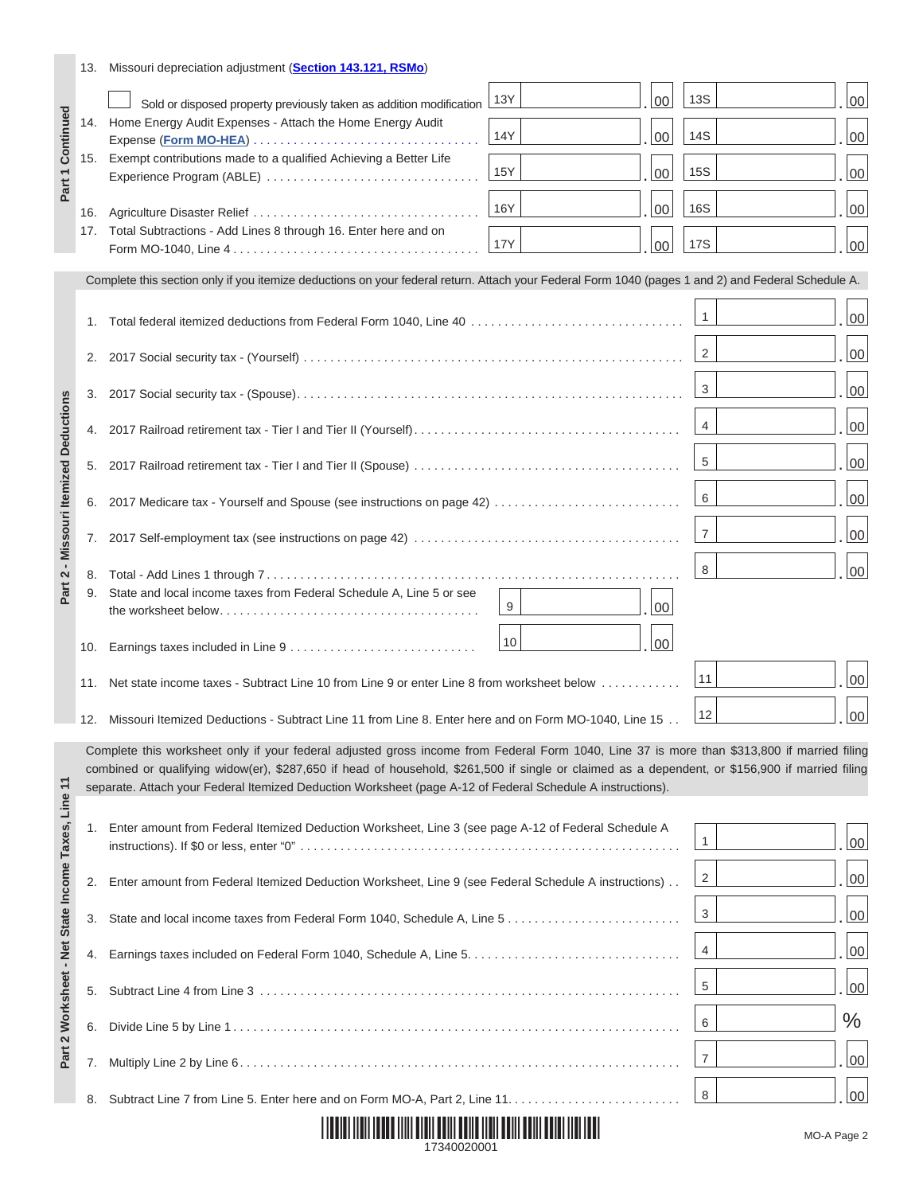## Part 1 Continued

13. Missouri depreciation adjustment (Section 143.121, RSMo)

☐ Sold or disposed property previously taken as addition modification | 13Y ______ .00 | 13S ______ .00

14. Home Energy Audit Expenses - Attach the Home Energy Audit Expense (Form MO-HEA) | 14Y ______ .00 | 14S ______ .00

15. Exempt contributions made to a qualified Achieving a Better Life Experience Program (ABLE) | 15Y ______ .00 | 15S ______ .00

16. Agriculture Disaster Relief | 16Y ______ .00 | 16S ______ .00

17. Total Subtractions - Add Lines 8 through 16. Enter here and on Form MO-1040, Line 4 | 17Y ______ .00 | 17S ______ .00

## Part 2 - Missouri Itemized Deductions

Complete this section only if you itemize deductions on your federal return. Attach your Federal Form 1040 (pages 1 and 2) and Federal Schedule A.

1. Total federal itemized deductions from Federal Form 1040, Line 40 | 1 ______ .00
2. 2017 Social security tax - (Yourself) | 2 ______ .00
3. 2017 Social security tax - (Spouse) | 3 ______ .00
4. 2017 Railroad retirement tax - Tier I and Tier II (Yourself) | 4 ______ .00
5. 2017 Railroad retirement tax - Tier I and Tier II (Spouse) | 5 ______ .00
6. 2017 Medicare tax - Yourself and Spouse (see instructions on page 42) | 6 ______ .00
7. 2017 Self-employment tax (see instructions on page 42) | 7 ______ .00
8. Total - Add Lines 1 through 7 | 8 ______ .00
9. State and local income taxes from Federal Schedule A, Line 5 or see the worksheet below | 9 ______ .00
10. Earnings taxes included in Line 9 | 10 ______ .00
11. Net state income taxes - Subtract Line 10 from Line 9 or enter Line 8 from worksheet below | 11 ______ .00
12. Missouri Itemized Deductions - Subtract Line 11 from Line 8. Enter here and on Form MO-1040, Line 15 | 12 ______ .00

## Part 2 Worksheet - Net State Income Taxes, Line 11

Complete this worksheet only if your federal adjusted gross income from Federal Form 1040, Line 37 is more than $313,800 if married filing combined or qualifying widow(er), $287,650 if head of household, $261,500 if single or claimed as a dependent, or $156,900 if married filing separate. Attach your Federal Itemized Deduction Worksheet (page A-12 of Federal Schedule A instructions).

1. Enter amount from Federal Itemized Deduction Worksheet, Line 3 (see page A-12 of Federal Schedule A instructions). If $0 or less, enter "0" | 1 ______ .00
2. Enter amount from Federal Itemized Deduction Worksheet, Line 9 (see Federal Schedule A instructions) | 2 ______ .00
3. State and local income taxes from Federal Form 1040, Schedule A, Line 5 | 3 ______ .00
4. Earnings taxes included on Federal Form 1040, Schedule A, Line 5 | 4 ______ .00
5. Subtract Line 4 from Line 3 | 5 ______ .00
6. Divide Line 5 by Line 1 | 6 ______ %
7. Multiply Line 2 by Line 6 | 7 ______ .00
8. Subtract Line 7 from Line 5. Enter here and on Form MO-A, Part 2, Line 11 | 8 ______ .00

17340020001

MO-A Page 2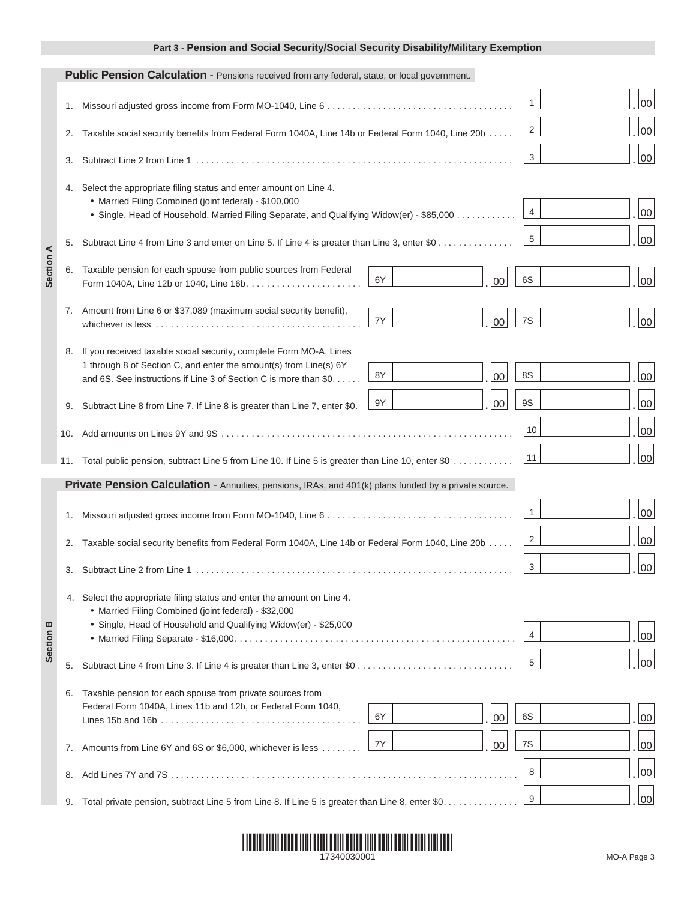## Part 3 - Pension and Social Security/Social Security Disability/Military Exemption

### Section A

**Public Pension Calculation** - Pensions received from any federal, state, or local government.

1. Missouri adjusted gross income from Form MO-1040, Line 6 .................................... 1 | .00
2. Taxable social security benefits from Federal Form 1040A, Line 14b or Federal Form 1040, Line 20b ..... 2 | .00
3. Subtract Line 2 from Line 1 .................................... 3 | .00
4. Select the appropriate filing status and enter amount on Line 4.
   - Married Filing Combined (joint federal) - $100,000
   - Single, Head of Household, Married Filing Separate, and Qualifying Widow(er) - $85,000 ........... 4 | .00
5. Subtract Line 4 from Line 3 and enter on Line 5. If Line 4 is greater than Line 3, enter $0 .............. 5 | .00
6. Taxable pension for each spouse from public sources from Federal Form 1040A, Line 12b or 1040, Line 16b....................... 6Y | .00 6S | .00
7. Amount from Line 6 or $37,089 (maximum social security benefit), whichever is less ........................................ 7Y | .00 7S | .00
8. If you received taxable social security, complete Form MO-A, Lines 1 through 8 of Section C, and enter the amount(s) from Line(s) 6Y and 6S. See instructions if Line 3 of Section C is more than $0...... 8Y | .00 8S | .00
9. Subtract Line 8 from Line 7. If Line 8 is greater than Line 7, enter $0. 9Y | .00 9S | .00
10. Add amounts on Lines 9Y and 9S .................................... 10 | .00
11. Total public pension, subtract Line 5 from Line 10. If Line 5 is greater than Line 10, enter $0 ........... 11 | .00

### Section B

**Private Pension Calculation** - Annuities, pensions, IRAs, and 401(k) plans funded by a private source.

1. Missouri adjusted gross income from Form MO-1040, Line 6 .................................... 1 | .00
2. Taxable social security benefits from Federal Form 1040A, Line 14b or Federal Form 1040, Line 20b ..... 2 | .00
3. Subtract Line 2 from Line 1 .................................... 3 | .00
4. Select the appropriate filing status and enter the amount on Line 4.
   - Married Filing Combined (joint federal) - $32,000
   - Single, Head of Household and Qualifying Widow(er) - $25,000
   - Married Filing Separate - $16,000.................................... 4 | .00
5. Subtract Line 4 from Line 3. If Line 4 is greater than Line 3, enter $0 .............................. 5 | .00
6. Taxable pension for each spouse from private sources from Federal Form 1040A, Lines 11b and 12b, or Federal Form 1040, Lines 15b and 16b ....................................... 6Y | .00 6S | .00
7. Amounts from Line 6Y and 6S or $6,000, whichever is less ........ 7Y | .00 7S | .00
8. Add Lines 7Y and 7S .................................... 8 | .00
9. Total private pension, subtract Line 5 from Line 8. If Line 5 is greater than Line 8, enter $0.............. 9 | .00

17340030001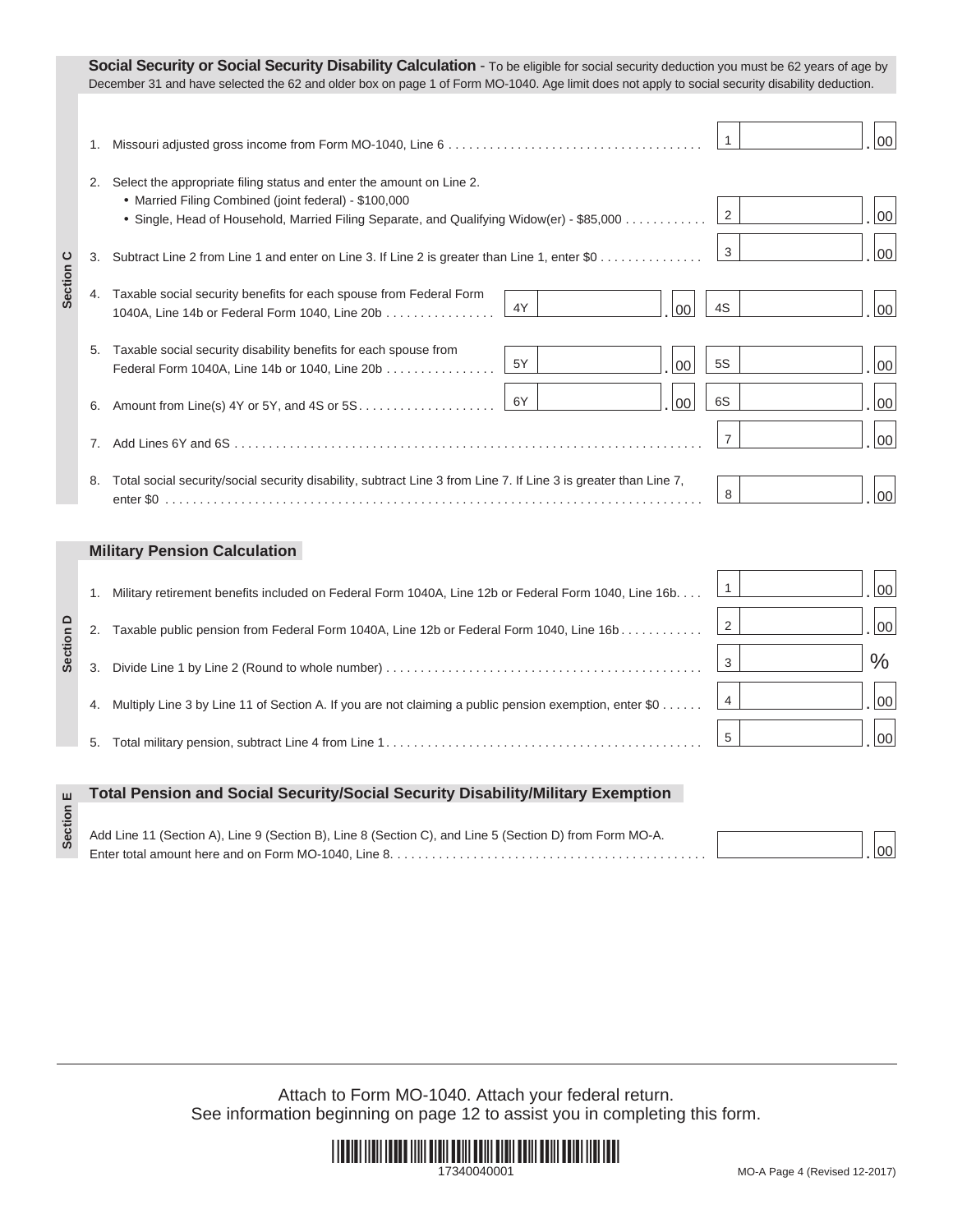## Section C

**Social Security or Social Security Disability Calculation** - To be eligible for social security deduction you must be 62 years of age by December 31 and have selected the 62 and older box on page 1 of Form MO-1040. Age limit does not apply to social security disability deduction.

1. Missouri adjusted gross income from Form MO-1040, Line 6 .......... 1 ______ .00
2. Select the appropriate filing status and enter the amount on Line 2.
   - Married Filing Combined (joint federal) - $100,000
   - Single, Head of Household, Married Filing Separate, and Qualifying Widow(er) - $85,000 .......... 2 ______ .00
3. Subtract Line 2 from Line 1 and enter on Line 3. If Line 2 is greater than Line 1, enter $0 .......... 3 ______ .00
4. Taxable social security benefits for each spouse from Federal Form 1040A, Line 14b or Federal Form 1040, Line 20b .......... 4Y ______ .00 4S ______ .00
5. Taxable social security disability benefits for each spouse from Federal Form 1040A, Line 14b or 1040, Line 20b .......... 5Y ______ .00 5S ______ .00
6. Amount from Line(s) 4Y or 5Y, and 4S or 5S.......... 6Y ______ .00 6S ______ .00
7. Add Lines 6Y and 6S .......... 7 ______ .00
8. Total social security/social security disability, subtract Line 3 from Line 7. If Line 3 is greater than Line 7, enter $0 .......... 8 ______ .00

## Section D

**Military Pension Calculation**

1. Military retirement benefits included on Federal Form 1040A, Line 12b or Federal Form 1040, Line 16b.... 1 ______ .00
2. Taxable public pension from Federal Form 1040A, Line 12b or Federal Form 1040, Line 16b.......... 2 ______ .00
3. Divide Line 1 by Line 2 (Round to whole number) .......... 3 ______ %
4. Multiply Line 3 by Line 11 of Section A. If you are not claiming a public pension exemption, enter $0 ...... 4 ______ .00
5. Total military pension, subtract Line 4 from Line 1.......... 5 ______ .00

## Section E

**Total Pension and Social Security/Social Security Disability/Military Exemption**

Add Line 11 (Section A), Line 9 (Section B), Line 8 (Section C), and Line 5 (Section D) from Form MO-A. Enter total amount here and on Form MO-1040, Line 8.......... ______ .00

Attach to Form MO-1040. Attach your federal return.
See information beginning on page 12 to assist you in completing this form.

17340040001

MO-A Page 4 (Revised 12-2017)